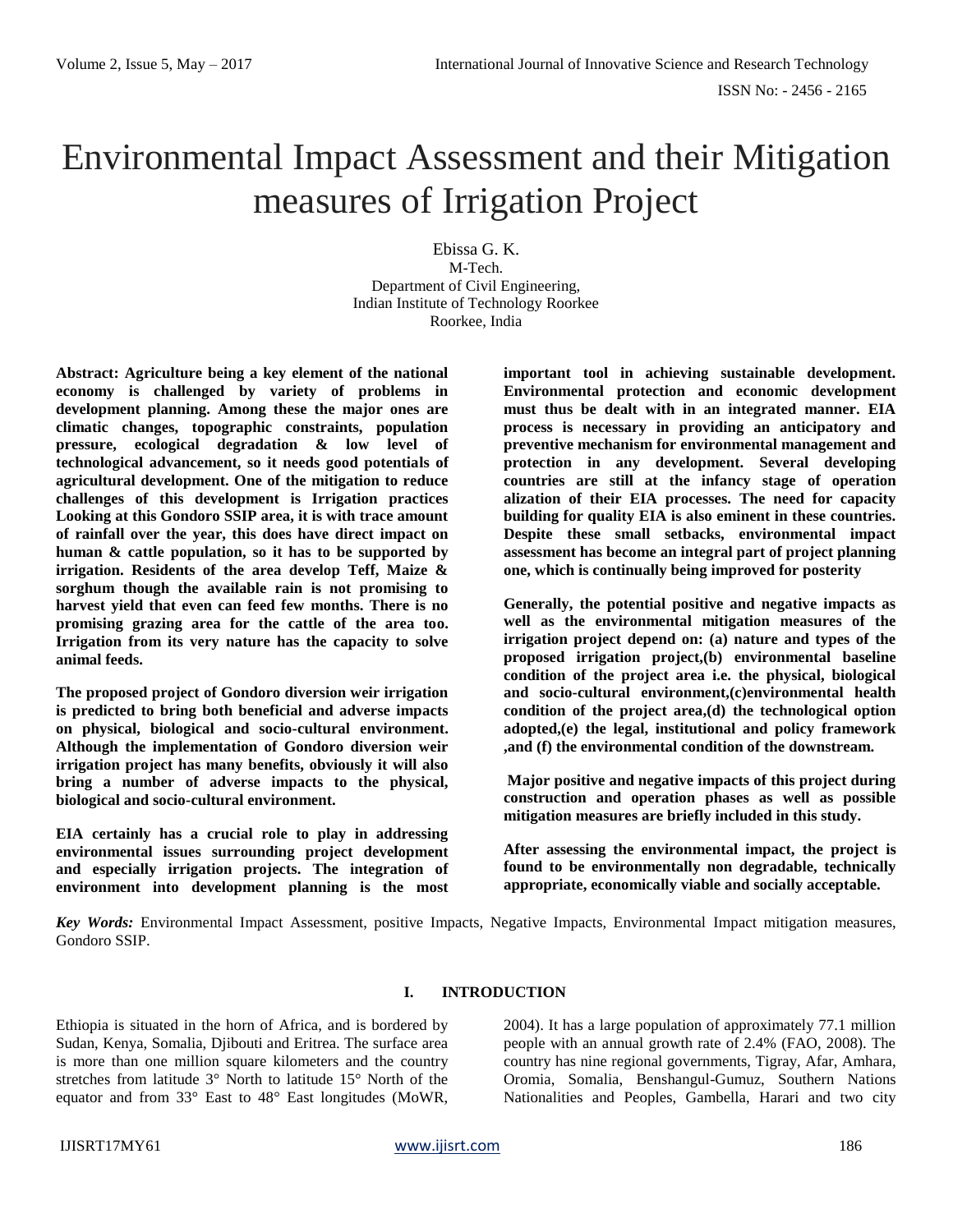# Environmental Impact Assessment and their Mitigation measures of Irrigation Project

Ebissa G. K.
M-Tech.
Department of Civil Engineering,
Indian Institute of Technology Roorkee
Roorkee, India

**Abstract: Agriculture being a key element of the national economy is challenged by variety of problems in development planning. Among these the major ones are climatic changes, topographic constraints, population pressure, ecological degradation & low level of technological advancement, so it needs good potentials of agricultural development. One of the mitigation to reduce challenges of this development is Irrigation practices Looking at this Gondoro SSIP area, it is with trace amount of rainfall over the year, this does have direct impact on human & cattle population, so it has to be supported by irrigation. Residents of the area develop Teff, Maize & sorghum though the available rain is not promising to harvest yield that even can feed few months. There is no promising grazing area for the cattle of the area too. Irrigation from its very nature has the capacity to solve animal feeds.**

**The proposed project of Gondoro diversion weir irrigation is predicted to bring both beneficial and adverse impacts on physical, biological and socio-cultural environment. Although the implementation of Gondoro diversion weir irrigation project has many benefits, obviously it will also bring a number of adverse impacts to the physical, biological and socio-cultural environment.**

**EIA certainly has a crucial role to play in addressing environmental issues surrounding project development and especially irrigation projects. The integration of environment into development planning is the most important tool in achieving sustainable development. Environmental protection and economic development must thus be dealt with in an integrated manner. EIA process is necessary in providing an anticipatory and preventive mechanism for environmental management and protection in any development. Several developing countries are still at the infancy stage of operation alization of their EIA processes. The need for capacity building for quality EIA is also eminent in these countries. Despite these small setbacks, environmental impact assessment has become an integral part of project planning one, which is continually being improved for posterity**

**Generally, the potential positive and negative impacts as well as the environmental mitigation measures of the irrigation project depend on: (a) nature and types of the proposed irrigation project,(b) environmental baseline condition of the project area i.e. the physical, biological and socio-cultural environment,(c)environmental health condition of the project area,(d) the technological option adopted,(e) the legal, institutional and policy framework ,and (f) the environmental condition of the downstream.**

**Major positive and negative impacts of this project during construction and operation phases as well as possible mitigation measures are briefly included in this study.**

**After assessing the environmental impact, the project is found to be environmentally non degradable, technically appropriate, economically viable and socially acceptable.**

***Key Words:*** Environmental Impact Assessment, positive Impacts, Negative Impacts, Environmental Impact mitigation measures, Gondoro SSIP.

## I. INTRODUCTION

Ethiopia is situated in the horn of Africa, and is bordered by Sudan, Kenya, Somalia, Djibouti and Eritrea. The surface area is more than one million square kilometers and the country stretches from latitude 3° North to latitude 15° North of the equator and from 33° East to 48° East longitudes (MoWR, 2004). It has a large population of approximately 77.1 million people with an annual growth rate of 2.4% (FAO, 2008). The country has nine regional governments, Tigray, Afar, Amhara, Oromia, Somalia, Benshangul-Gumuz, Southern Nations Nationalities and Peoples, Gambella, Harari and two city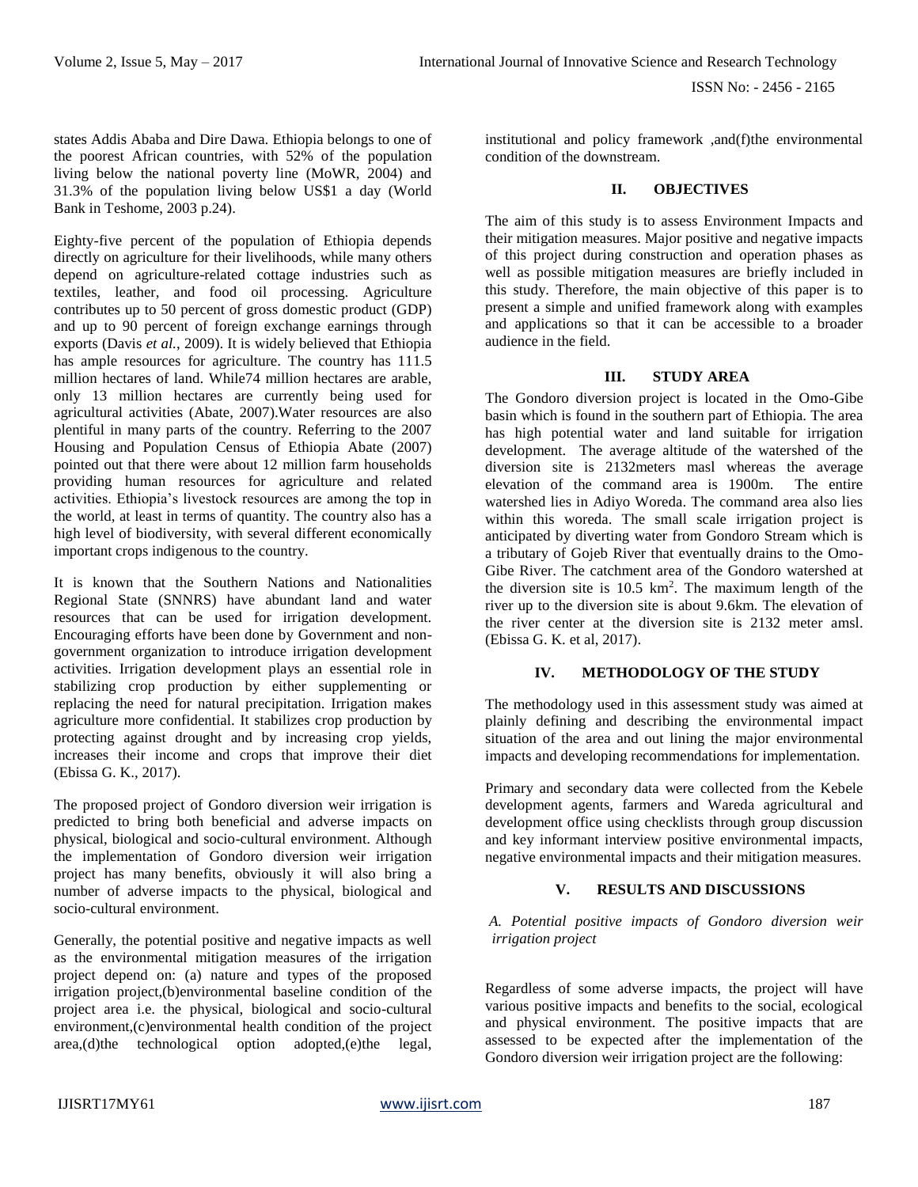states Addis Ababa and Dire Dawa. Ethiopia belongs to one of the poorest African countries, with 52% of the population living below the national poverty line (MoWR, 2004) and 31.3% of the population living below US$1 a day (World Bank in Teshome, 2003 p.24).

Eighty-five percent of the population of Ethiopia depends directly on agriculture for their livelihoods, while many others depend on agriculture-related cottage industries such as textiles, leather, and food oil processing. Agriculture contributes up to 50 percent of gross domestic product (GDP) and up to 90 percent of foreign exchange earnings through exports (Davis *et al.*, 2009). It is widely believed that Ethiopia has ample resources for agriculture. The country has 111.5 million hectares of land. While74 million hectares are arable, only 13 million hectares are currently being used for agricultural activities (Abate, 2007).Water resources are also plentiful in many parts of the country. Referring to the 2007 Housing and Population Census of Ethiopia Abate (2007) pointed out that there were about 12 million farm households providing human resources for agriculture and related activities. Ethiopia's livestock resources are among the top in the world, at least in terms of quantity. The country also has a high level of biodiversity, with several different economically important crops indigenous to the country.

It is known that the Southern Nations and Nationalities Regional State (SNNRS) have abundant land and water resources that can be used for irrigation development. Encouraging efforts have been done by Government and non-government organization to introduce irrigation development activities. Irrigation development plays an essential role in stabilizing crop production by either supplementing or replacing the need for natural precipitation. Irrigation makes agriculture more confidential. It stabilizes crop production by protecting against drought and by increasing crop yields, increases their income and crops that improve their diet (Ebissa G. K., 2017).

The proposed project of Gondoro diversion weir irrigation is predicted to bring both beneficial and adverse impacts on physical, biological and socio-cultural environment. Although the implementation of Gondoro diversion weir irrigation project has many benefits, obviously it will also bring a number of adverse impacts to the physical, biological and socio-cultural environment.

Generally, the potential positive and negative impacts as well as the environmental mitigation measures of the irrigation project depend on: (a) nature and types of the proposed irrigation project,(b)environmental baseline condition of the project area i.e. the physical, biological and socio-cultural environment,(c)environmental health condition of the project area,(d)the technological option adopted,(e)the legal, institutional and policy framework ,and(f)the environmental condition of the downstream.

## II. OBJECTIVES

The aim of this study is to assess Environment Impacts and their mitigation measures. Major positive and negative impacts of this project during construction and operation phases as well as possible mitigation measures are briefly included in this study. Therefore, the main objective of this paper is to present a simple and unified framework along with examples and applications so that it can be accessible to a broader audience in the field.

## III. STUDY AREA

The Gondoro diversion project is located in the Omo-Gibe basin which is found in the southern part of Ethiopia. The area has high potential water and land suitable for irrigation development. The average altitude of the watershed of the diversion site is 2132meters masl whereas the average elevation of the command area is 1900m. The entire watershed lies in Adiyo Woreda. The command area also lies within this woreda. The small scale irrigation project is anticipated by diverting water from Gondoro Stream which is a tributary of Gojeb River that eventually drains to the Omo-Gibe River. The catchment area of the Gondoro watershed at the diversion site is 10.5 $km^2$. The maximum length of the river up to the diversion site is about 9.6km. The elevation of the river center at the diversion site is 2132 meter amsl. (Ebissa G. K. et al, 2017).

## IV. METHODOLOGY OF THE STUDY

The methodology used in this assessment study was aimed at plainly defining and describing the environmental impact situation of the area and out lining the major environmental impacts and developing recommendations for implementation.

Primary and secondary data were collected from the Kebele development agents, farmers and Wareda agricultural and development office using checklists through group discussion and key informant interview positive environmental impacts, negative environmental impacts and their mitigation measures.

## V. RESULTS AND DISCUSSIONS

### *A. Potential positive impacts of Gondoro diversion weir irrigation project*

Regardless of some adverse impacts, the project will have various positive impacts and benefits to the social, ecological and physical environment. The positive impacts that are assessed to be expected after the implementation of the Gondoro diversion weir irrigation project are the following: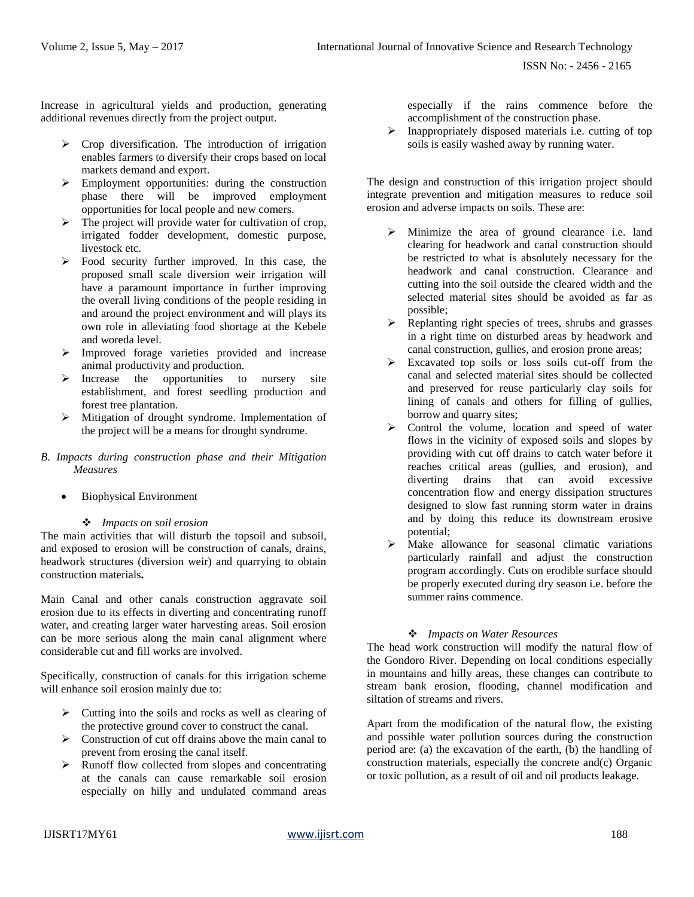Increase in agricultural yields and production, generating additional revenues directly from the project output.

- Crop diversification. The introduction of irrigation enables farmers to diversify their crops based on local markets demand and export.
- Employment opportunities: during the construction phase there will be improved employment opportunities for local people and new comers.
- The project will provide water for cultivation of crop, irrigated fodder development, domestic purpose, livestock etc.
- Food security further improved. In this case, the proposed small scale diversion weir irrigation will have a paramount importance in further improving the overall living conditions of the people residing in and around the project environment and will plays its own role in alleviating food shortage at the Kebele and woreda level.
- Improved forage varieties provided and increase animal productivity and production.
- Increase the opportunities to nursery site establishment, and forest seedling production and forest tree plantation.
- Mitigation of drought syndrome. Implementation of the project will be a means for drought syndrome.

*B. Impacts during construction phase and their Mitigation Measures*

- Biophysical Environment

❖ *Impacts on soil erosion*

The main activities that will disturb the topsoil and subsoil, and exposed to erosion will be construction of canals, drains, headwork structures (diversion weir) and quarrying to obtain construction materials**.**

Main Canal and other canals construction aggravate soil erosion due to its effects in diverting and concentrating runoff water, and creating larger water harvesting areas. Soil erosion can be more serious along the main canal alignment where considerable cut and fill works are involved.

Specifically, construction of canals for this irrigation scheme will enhance soil erosion mainly due to:

- Cutting into the soils and rocks as well as clearing of the protective ground cover to construct the canal.
- Construction of cut off drains above the main canal to prevent from erosing the canal itself.
- Runoff flow collected from slopes and concentrating at the canals can cause remarkable soil erosion especially on hilly and undulated command areas especially if the rains commence before the accomplishment of the construction phase.
- Inappropriately disposed materials i.e. cutting of top soils is easily washed away by running water.

The design and construction of this irrigation project should integrate prevention and mitigation measures to reduce soil erosion and adverse impacts on soils. These are:

- Minimize the area of ground clearance i.e. land clearing for headwork and canal construction should be restricted to what is absolutely necessary for the headwork and canal construction. Clearance and cutting into the soil outside the cleared width and the selected material sites should be avoided as far as possible;
- Replanting right species of trees, shrubs and grasses in a right time on disturbed areas by headwork and canal construction, gullies, and erosion prone areas;
- Excavated top soils or loss soils cut-off from the canal and selected material sites should be collected and preserved for reuse particularly clay soils for lining of canals and others for filling of gullies, borrow and quarry sites;
- Control the volume, location and speed of water flows in the vicinity of exposed soils and slopes by providing with cut off drains to catch water before it reaches critical areas (gullies, and erosion), and diverting drains that can avoid excessive concentration flow and energy dissipation structures designed to slow fast running storm water in drains and by doing this reduce its downstream erosive potential;
- Make allowance for seasonal climatic variations particularly rainfall and adjust the construction program accordingly. Cuts on erodible surface should be properly executed during dry season i.e. before the summer rains commence.

❖ *Impacts on Water Resources*

The head work construction will modify the natural flow of the Gondoro River. Depending on local conditions especially in mountains and hilly areas, these changes can contribute to stream bank erosion, flooding, channel modification and siltation of streams and rivers.

Apart from the modification of the natural flow, the existing and possible water pollution sources during the construction period are: (a) the excavation of the earth, (b) the handling of construction materials, especially the concrete and(c) Organic or toxic pollution, as a result of oil and oil products leakage.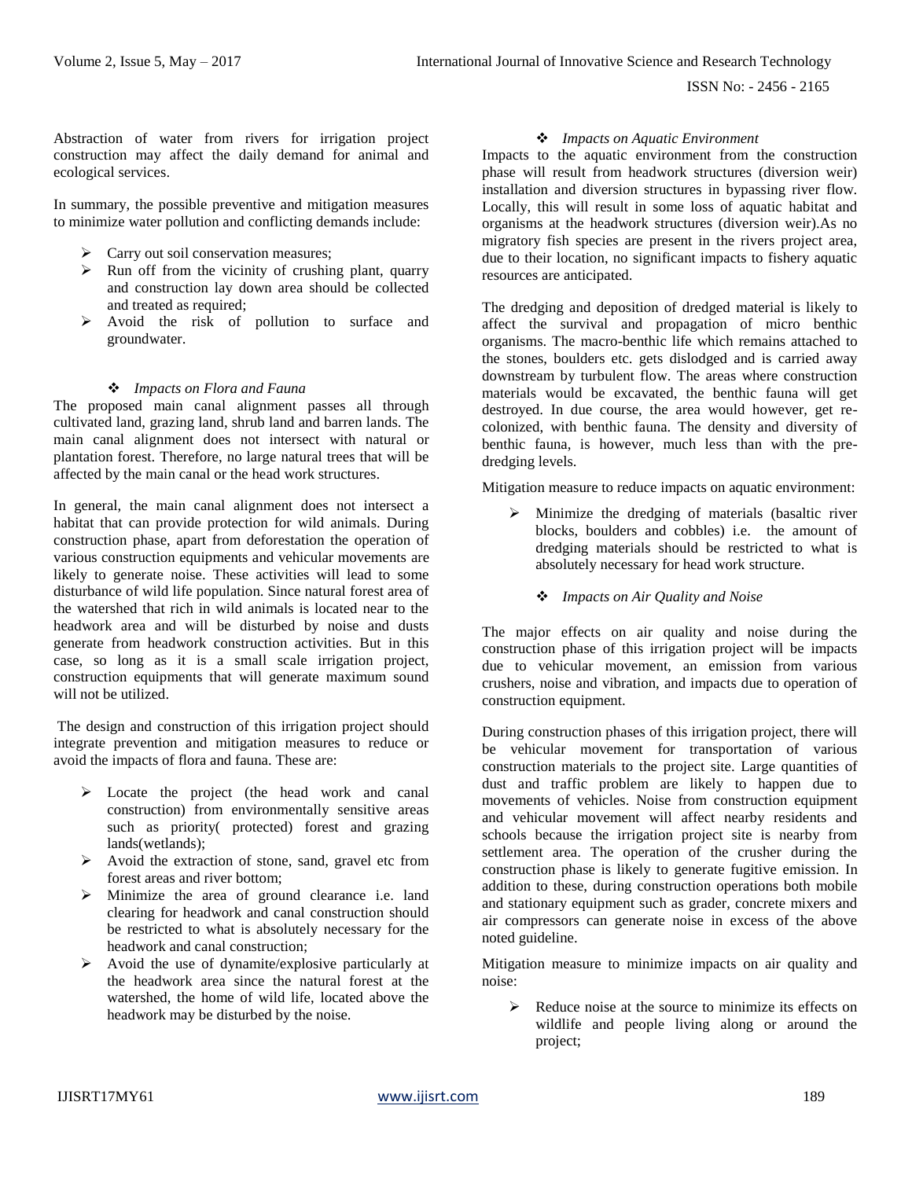Abstraction of water from rivers for irrigation project construction may affect the daily demand for animal and ecological services.

In summary, the possible preventive and mitigation measures to minimize water pollution and conflicting demands include:

- Carry out soil conservation measures;
- Run off from the vicinity of crushing plant, quarry and construction lay down area should be collected and treated as required;
- Avoid the risk of pollution to surface and groundwater.

#### *Impacts on Flora and Fauna*

The proposed main canal alignment passes all through cultivated land, grazing land, shrub land and barren lands. The main canal alignment does not intersect with natural or plantation forest. Therefore, no large natural trees that will be affected by the main canal or the head work structures.

In general, the main canal alignment does not intersect a habitat that can provide protection for wild animals. During construction phase, apart from deforestation the operation of various construction equipments and vehicular movements are likely to generate noise. These activities will lead to some disturbance of wild life population. Since natural forest area of the watershed that rich in wild animals is located near to the headwork area and will be disturbed by noise and dusts generate from headwork construction activities. But in this case, so long as it is a small scale irrigation project, construction equipments that will generate maximum sound will not be utilized.

The design and construction of this irrigation project should integrate prevention and mitigation measures to reduce or avoid the impacts of flora and fauna. These are:

- Locate the project (the head work and canal construction) from environmentally sensitive areas such as priority( protected) forest and grazing lands(wetlands);
- Avoid the extraction of stone, sand, gravel etc from forest areas and river bottom;
- Minimize the area of ground clearance i.e. land clearing for headwork and canal construction should be restricted to what is absolutely necessary for the headwork and canal construction;
- Avoid the use of dynamite/explosive particularly at the headwork area since the natural forest at the watershed, the home of wild life, located above the headwork may be disturbed by the noise.

#### *Impacts on Aquatic Environment*

Impacts to the aquatic environment from the construction phase will result from headwork structures (diversion weir) installation and diversion structures in bypassing river flow. Locally, this will result in some loss of aquatic habitat and organisms at the headwork structures (diversion weir).As no migratory fish species are present in the rivers project area, due to their location, no significant impacts to fishery aquatic resources are anticipated.

The dredging and deposition of dredged material is likely to affect the survival and propagation of micro benthic organisms. The macro-benthic life which remains attached to the stones, boulders etc. gets dislodged and is carried away downstream by turbulent flow. The areas where construction materials would be excavated, the benthic fauna will get destroyed. In due course, the area would however, get re-colonized, with benthic fauna. The density and diversity of benthic fauna, is however, much less than with the pre-dredging levels.

Mitigation measure to reduce impacts on aquatic environment:

- Minimize the dredging of materials (basaltic river blocks, boulders and cobbles) i.e. the amount of dredging materials should be restricted to what is absolutely necessary for head work structure.

#### *Impacts on Air Quality and Noise*

The major effects on air quality and noise during the construction phase of this irrigation project will be impacts due to vehicular movement, an emission from various crushers, noise and vibration, and impacts due to operation of construction equipment.

During construction phases of this irrigation project, there will be vehicular movement for transportation of various construction materials to the project site. Large quantities of dust and traffic problem are likely to happen due to movements of vehicles. Noise from construction equipment and vehicular movement will affect nearby residents and schools because the irrigation project site is nearby from settlement area. The operation of the crusher during the construction phase is likely to generate fugitive emission. In addition to these, during construction operations both mobile and stationary equipment such as grader, concrete mixers and air compressors can generate noise in excess of the above noted guideline.

Mitigation measure to minimize impacts on air quality and noise:

- Reduce noise at the source to minimize its effects on wildlife and people living along or around the project;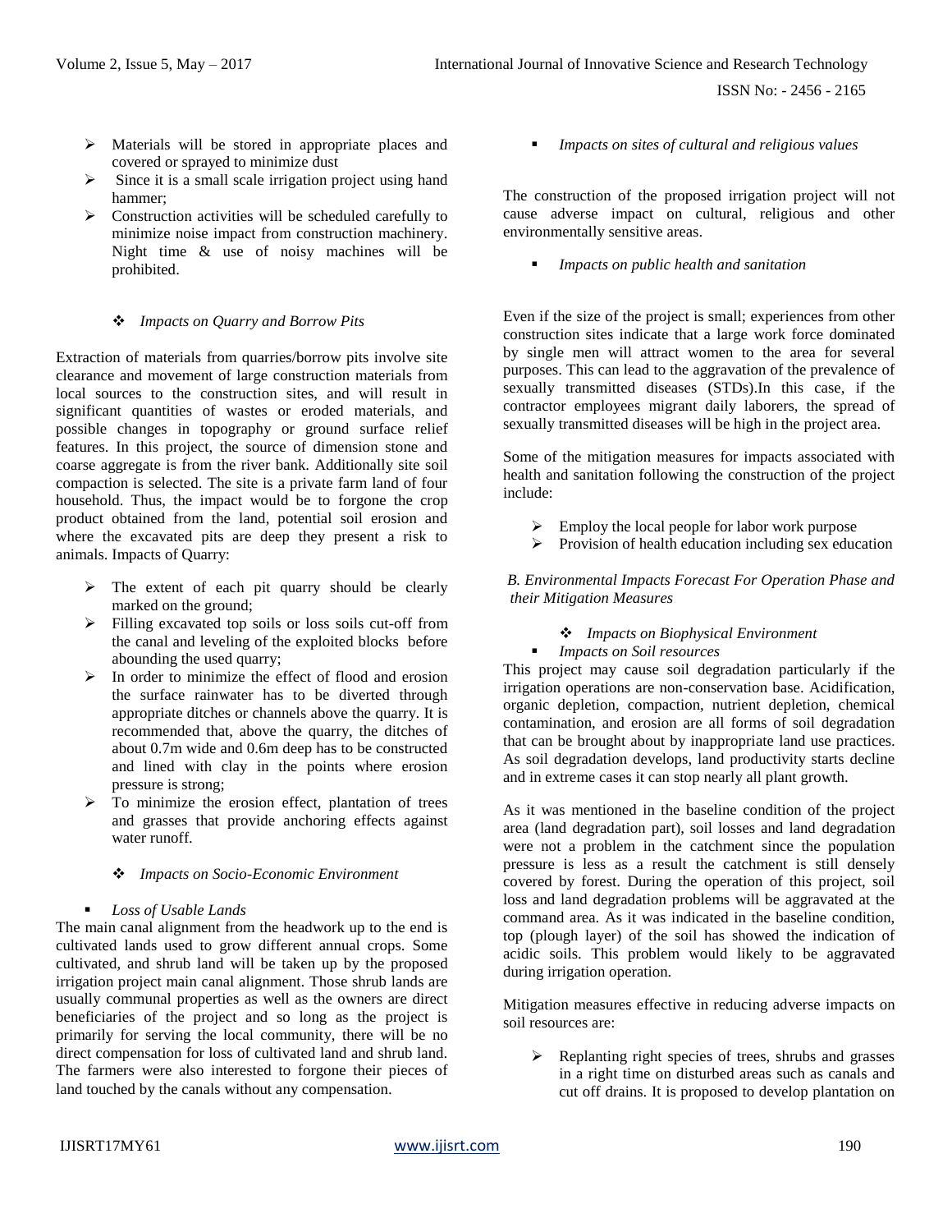- Materials will be stored in appropriate places and covered or sprayed to minimize dust
- Since it is a small scale irrigation project using hand hammer;
- Construction activities will be scheduled carefully to minimize noise impact from construction machinery. Night time & use of noisy machines will be prohibited.

❖ *Impacts on Quarry and Borrow Pits*

Extraction of materials from quarries/borrow pits involve site clearance and movement of large construction materials from local sources to the construction sites, and will result in significant quantities of wastes or eroded materials, and possible changes in topography or ground surface relief features. In this project, the source of dimension stone and coarse aggregate is from the river bank. Additionally site soil compaction is selected. The site is a private farm land of four household. Thus, the impact would be to forgone the crop product obtained from the land, potential soil erosion and where the excavated pits are deep they present a risk to animals. Impacts of Quarry:

- The extent of each pit quarry should be clearly marked on the ground;
- Filling excavated top soils or loss soils cut-off from the canal and leveling of the exploited blocks before abounding the used quarry;
- In order to minimize the effect of flood and erosion the surface rainwater has to be diverted through appropriate ditches or channels above the quarry. It is recommended that, above the quarry, the ditches of about 0.7m wide and 0.6m deep has to be constructed and lined with clay in the points where erosion pressure is strong;
- To minimize the erosion effect, plantation of trees and grasses that provide anchoring effects against water runoff.

❖ *Impacts on Socio-Economic Environment*

▪ *Loss of Usable Lands*

The main canal alignment from the headwork up to the end is cultivated lands used to grow different annual crops. Some cultivated, and shrub land will be taken up by the proposed irrigation project main canal alignment. Those shrub lands are usually communal properties as well as the owners are direct beneficiaries of the project and so long as the project is primarily for serving the local community, there will be no direct compensation for loss of cultivated land and shrub land. The farmers were also interested to forgone their pieces of land touched by the canals without any compensation.

▪ *Impacts on sites of cultural and religious values*

The construction of the proposed irrigation project will not cause adverse impact on cultural, religious and other environmentally sensitive areas.

▪ *Impacts on public health and sanitation*

Even if the size of the project is small; experiences from other construction sites indicate that a large work force dominated by single men will attract women to the area for several purposes. This can lead to the aggravation of the prevalence of sexually transmitted diseases (STDs).In this case, if the contractor employees migrant daily laborers, the spread of sexually transmitted diseases will be high in the project area.

Some of the mitigation measures for impacts associated with health and sanitation following the construction of the project include:

- Employ the local people for labor work purpose
- Provision of health education including sex education

*B. Environmental Impacts Forecast For Operation Phase and their Mitigation Measures*

❖ *Impacts on Biophysical Environment*

▪ *Impacts on Soil resources*

This project may cause soil degradation particularly if the irrigation operations are non-conservation base. Acidification, organic depletion, compaction, nutrient depletion, chemical contamination, and erosion are all forms of soil degradation that can be brought about by inappropriate land use practices. As soil degradation develops, land productivity starts decline and in extreme cases it can stop nearly all plant growth.

As it was mentioned in the baseline condition of the project area (land degradation part), soil losses and land degradation were not a problem in the catchment since the population pressure is less as a result the catchment is still densely covered by forest. During the operation of this project, soil loss and land degradation problems will be aggravated at the command area. As it was indicated in the baseline condition, top (plough layer) of the soil has showed the indication of acidic soils. This problem would likely to be aggravated during irrigation operation.

Mitigation measures effective in reducing adverse impacts on soil resources are:

- Replanting right species of trees, shrubs and grasses in a right time on disturbed areas such as canals and cut off drains. It is proposed to develop plantation on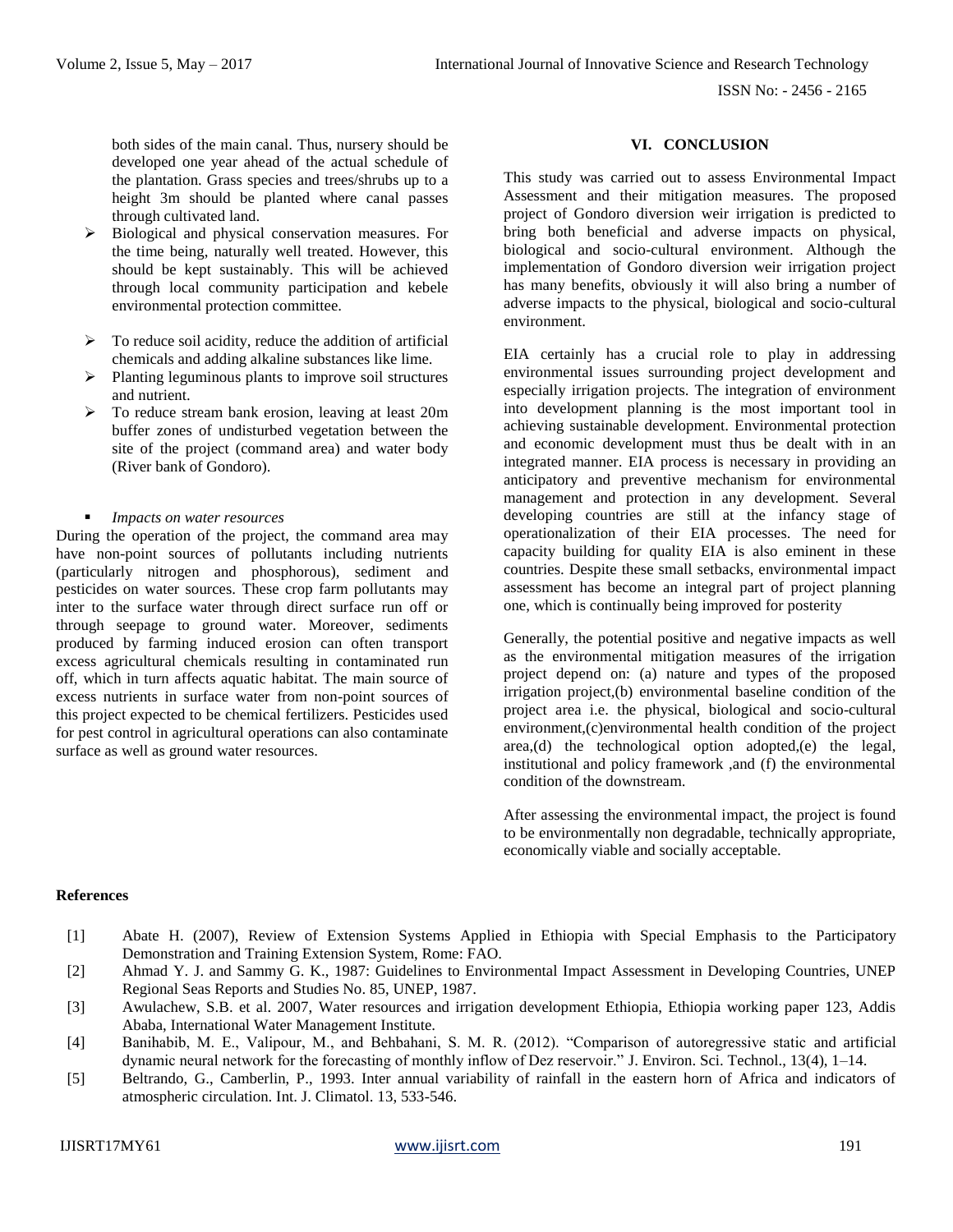both sides of the main canal. Thus, nursery should be developed one year ahead of the actual schedule of the plantation. Grass species and trees/shrubs up to a height 3m should be planted where canal passes through cultivated land.

- Biological and physical conservation measures. For the time being, naturally well treated. However, this should be kept sustainably. This will be achieved through local community participation and kebele environmental protection committee.
- To reduce soil acidity, reduce the addition of artificial chemicals and adding alkaline substances like lime.
- Planting leguminous plants to improve soil structures and nutrient.
- To reduce stream bank erosion, leaving at least 20m buffer zones of undisturbed vegetation between the site of the project (command area) and water body (River bank of Gondoro).

- *Impacts on water resources*

During the operation of the project, the command area may have non-point sources of pollutants including nutrients (particularly nitrogen and phosphorous), sediment and pesticides on water sources. These crop farm pollutants may inter to the surface water through direct surface run off or through seepage to ground water. Moreover, sediments produced by farming induced erosion can often transport excess agricultural chemicals resulting in contaminated run off, which in turn affects aquatic habitat. The main source of excess nutrients in surface water from non-point sources of this project expected to be chemical fertilizers. Pesticides used for pest control in agricultural operations can also contaminate surface as well as ground water resources.

## VI. CONCLUSION

This study was carried out to assess Environmental Impact Assessment and their mitigation measures. The proposed project of Gondoro diversion weir irrigation is predicted to bring both beneficial and adverse impacts on physical, biological and socio-cultural environment. Although the implementation of Gondoro diversion weir irrigation project has many benefits, obviously it will also bring a number of adverse impacts to the physical, biological and socio-cultural environment.

EIA certainly has a crucial role to play in addressing environmental issues surrounding project development and especially irrigation projects. The integration of environment into development planning is the most important tool in achieving sustainable development. Environmental protection and economic development must thus be dealt with in an integrated manner. EIA process is necessary in providing an anticipatory and preventive mechanism for environmental management and protection in any development. Several developing countries are still at the infancy stage of operationalization of their EIA processes. The need for capacity building for quality EIA is also eminent in these countries. Despite these small setbacks, environmental impact assessment has become an integral part of project planning one, which is continually being improved for posterity

Generally, the potential positive and negative impacts as well as the environmental mitigation measures of the irrigation project depend on: (a) nature and types of the proposed irrigation project,(b) environmental baseline condition of the project area i.e. the physical, biological and socio-cultural environment,(c)environmental health condition of the project area,(d) the technological option adopted,(e) the legal, institutional and policy framework ,and (f) the environmental condition of the downstream.

After assessing the environmental impact, the project is found to be environmentally non degradable, technically appropriate, economically viable and socially acceptable.

## References

[1] Abate H. (2007), Review of Extension Systems Applied in Ethiopia with Special Emphasis to the Participatory Demonstration and Training Extension System, Rome: FAO.

[2] Ahmad Y. J. and Sammy G. K., 1987: Guidelines to Environmental Impact Assessment in Developing Countries, UNEP Regional Seas Reports and Studies No. 85, UNEP, 1987.

[3] Awulachew, S.B. et al. 2007, Water resources and irrigation development Ethiopia, Ethiopia working paper 123, Addis Ababa, International Water Management Institute.

[4] Banihabib, M. E., Valipour, M., and Behbahani, S. M. R. (2012). "Comparison of autoregressive static and artificial dynamic neural network for the forecasting of monthly inflow of Dez reservoir." J. Environ. Sci. Technol., 13(4), 1–14.

[5] Beltrando, G., Camberlin, P., 1993. Inter annual variability of rainfall in the eastern horn of Africa and indicators of atmospheric circulation. Int. J. Climatol. 13, 533-546.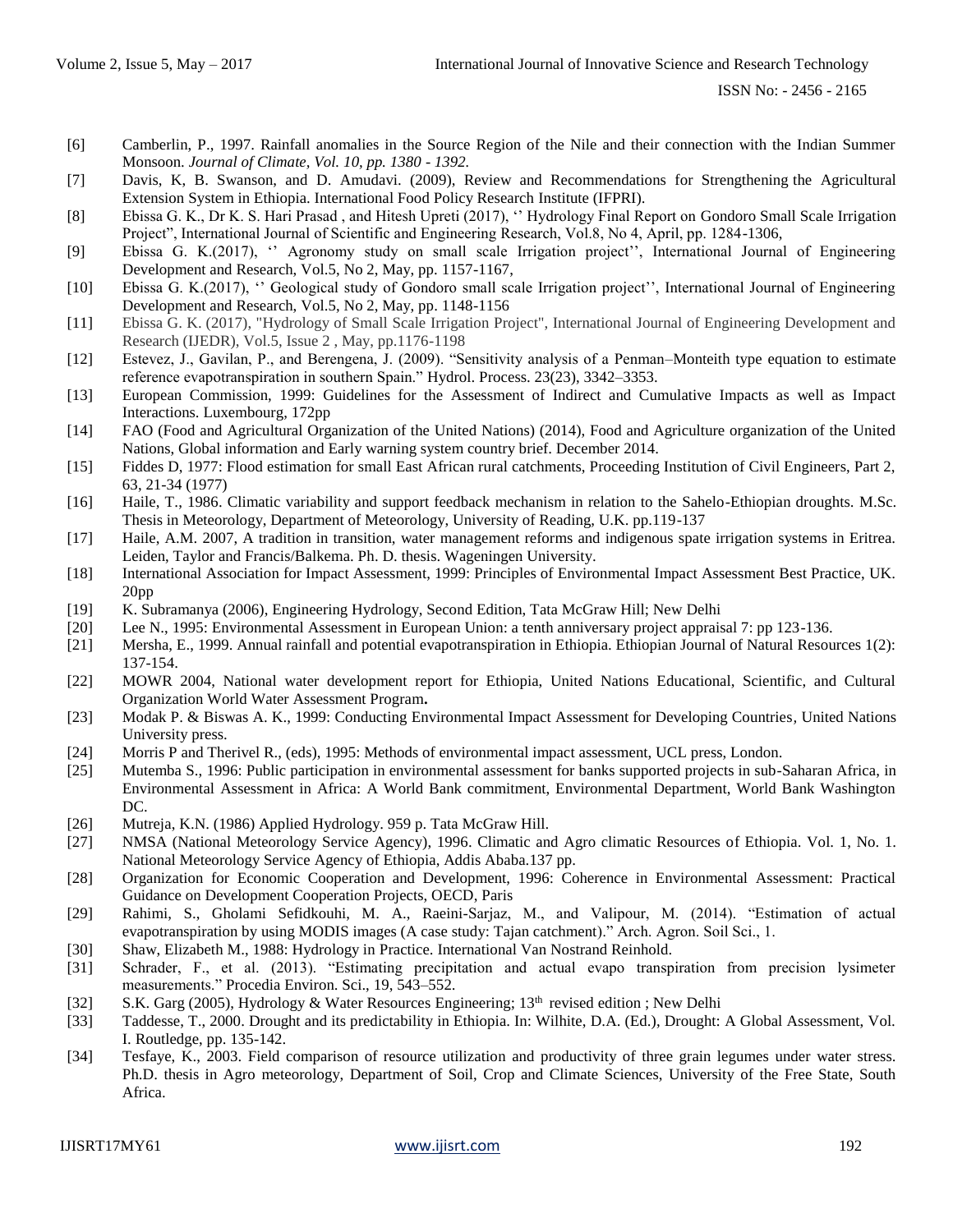[6] Camberlin, P., 1997. Rainfall anomalies in the Source Region of the Nile and their connection with the Indian Summer Monsoon. *Journal of Climate, Vol. 10, pp. 1380 - 1392.*

[7] Davis, K, B. Swanson, and D. Amudavi. (2009), Review and Recommendations for Strengthening the Agricultural Extension System in Ethiopia. International Food Policy Research Institute (IFPRI).

[8] Ebissa G. K., Dr K. S. Hari Prasad , and Hitesh Upreti (2017), '' Hydrology Final Report on Gondoro Small Scale Irrigation Project", International Journal of Scientific and Engineering Research, Vol.8, No 4, April, pp. 1284-1306,

[9] Ebissa G. K.(2017), '' Agronomy study on small scale Irrigation project'', International Journal of Engineering Development and Research, Vol.5, No 2, May, pp. 1157-1167,

[10] Ebissa G. K.(2017), '' Geological study of Gondoro small scale Irrigation project'', International Journal of Engineering Development and Research, Vol.5, No 2, May, pp. 1148-1156

[11] Ebissa G. K. (2017), "Hydrology of Small Scale Irrigation Project", International Journal of Engineering Development and Research (IJEDR), Vol.5, Issue 2 , May, pp.1176-1198

[12] Estevez, J., Gavilan, P., and Berengena, J. (2009). "Sensitivity analysis of a Penman–Monteith type equation to estimate reference evapotranspiration in southern Spain." Hydrol. Process. 23(23), 3342–3353.

[13] European Commission, 1999: Guidelines for the Assessment of Indirect and Cumulative Impacts as well as Impact Interactions. Luxembourg, 172pp

[14] FAO (Food and Agricultural Organization of the United Nations) (2014), Food and Agriculture organization of the United Nations, Global information and Early warning system country brief. December 2014.

[15] Fiddes D, 1977: Flood estimation for small East African rural catchments, Proceeding Institution of Civil Engineers, Part 2, 63, 21-34 (1977)

[16] Haile, T., 1986. Climatic variability and support feedback mechanism in relation to the Sahelo-Ethiopian droughts. M.Sc. Thesis in Meteorology, Department of Meteorology, University of Reading, U.K. pp.119-137

[17] Haile, A.M. 2007, A tradition in transition, water management reforms and indigenous spate irrigation systems in Eritrea. Leiden, Taylor and Francis/Balkema. Ph. D. thesis. Wageningen University.

[18] International Association for Impact Assessment, 1999: Principles of Environmental Impact Assessment Best Practice, UK. 20pp

[19] K. Subramanya (2006), Engineering Hydrology, Second Edition, Tata McGraw Hill; New Delhi

[20] Lee N., 1995: Environmental Assessment in European Union: a tenth anniversary project appraisal 7: pp 123-136.

[21] Mersha, E., 1999. Annual rainfall and potential evapotranspiration in Ethiopia. Ethiopian Journal of Natural Resources 1(2): 137-154.

[22] MOWR 2004, National water development report for Ethiopia, United Nations Educational, Scientific, and Cultural Organization World Water Assessment Program**.**

[23] Modak P. & Biswas A. K., 1999: Conducting Environmental Impact Assessment for Developing Countries, United Nations University press.

[24] Morris P and Therivel R., (eds), 1995: Methods of environmental impact assessment, UCL press, London.

[25] Mutemba S., 1996: Public participation in environmental assessment for banks supported projects in sub-Saharan Africa, in Environmental Assessment in Africa: A World Bank commitment, Environmental Department, World Bank Washington DC.

[26] Mutreja, K.N. (1986) Applied Hydrology. 959 p. Tata McGraw Hill.

[27] NMSA (National Meteorology Service Agency), 1996. Climatic and Agro climatic Resources of Ethiopia. Vol. 1, No. 1. National Meteorology Service Agency of Ethiopia, Addis Ababa.137 pp.

[28] Organization for Economic Cooperation and Development, 1996: Coherence in Environmental Assessment: Practical Guidance on Development Cooperation Projects, OECD, Paris

[29] Rahimi, S., Gholami Sefidkouhi, M. A., Raeini-Sarjaz, M., and Valipour, M. (2014). "Estimation of actual evapotranspiration by using MODIS images (A case study: Tajan catchment)." Arch. Agron. Soil Sci., 1.

[30] Shaw, Elizabeth M., 1988: Hydrology in Practice. International Van Nostrand Reinhold.

[31] Schrader, F., et al. (2013). "Estimating precipitation and actual evapo transpiration from precision lysimeter measurements." Procedia Environ. Sci., 19, 543–552.

[32] S.K. Garg (2005), Hydrology & Water Resources Engineering; 13th revised edition ; New Delhi

[33] Taddesse, T., 2000. Drought and its predictability in Ethiopia. In: Wilhite, D.A. (Ed.), Drought: A Global Assessment, Vol. I. Routledge, pp. 135-142.

[34] Tesfaye, K., 2003. Field comparison of resource utilization and productivity of three grain legumes under water stress. Ph.D. thesis in Agro meteorology, Department of Soil, Crop and Climate Sciences, University of the Free State, South Africa.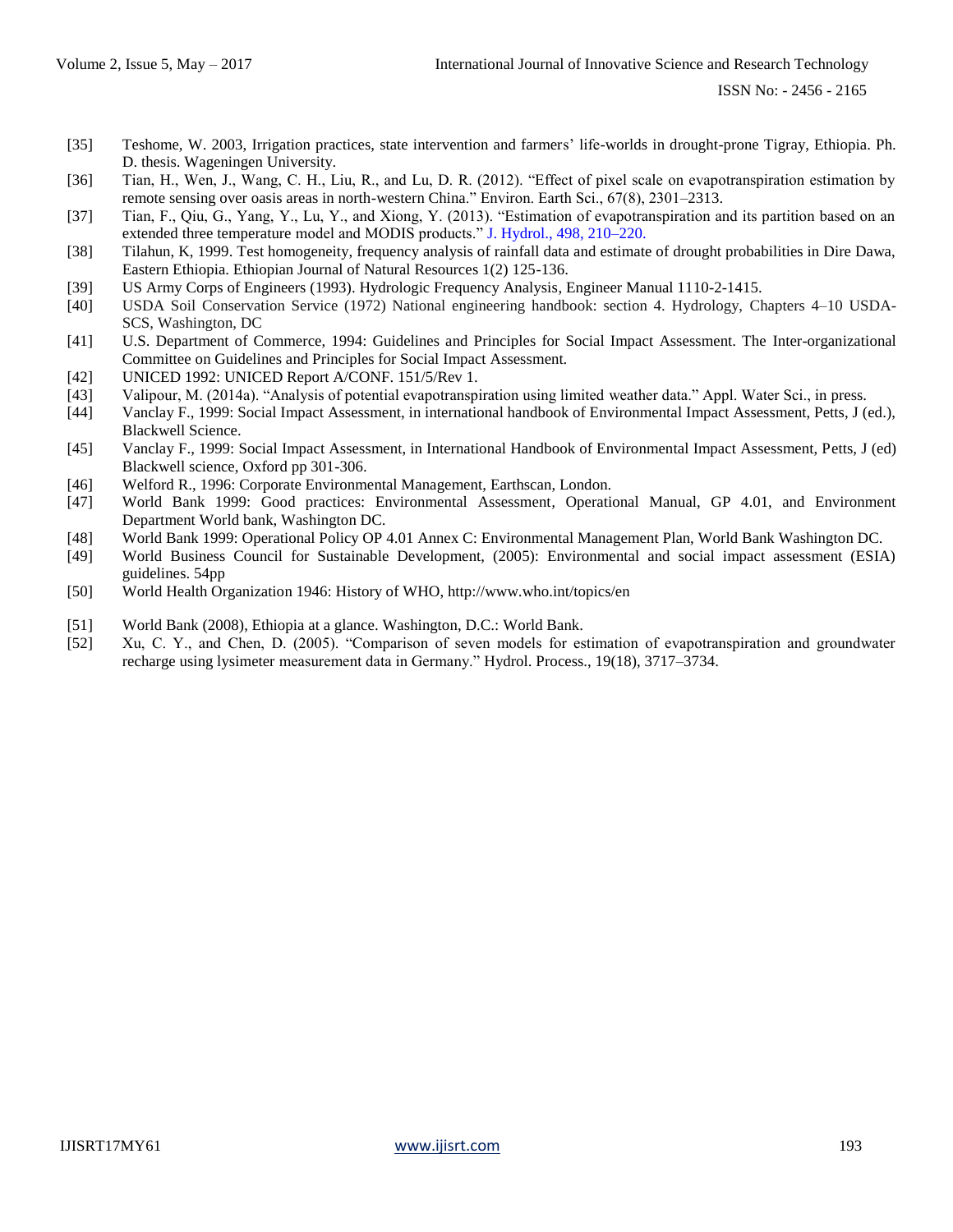[35] Teshome, W. 2003, Irrigation practices, state intervention and farmers' life-worlds in drought-prone Tigray, Ethiopia. Ph. D. thesis. Wageningen University.

[36] Tian, H., Wen, J., Wang, C. H., Liu, R., and Lu, D. R. (2012). "Effect of pixel scale on evapotranspiration estimation by remote sensing over oasis areas in north-western China." Environ. Earth Sci., 67(8), 2301–2313.

[37] Tian, F., Qiu, G., Yang, Y., Lu, Y., and Xiong, Y. (2013). "Estimation of evapotranspiration and its partition based on an extended three temperature model and MODIS products." J. Hydrol., 498, 210–220.

[38] Tilahun, K, 1999. Test homogeneity, frequency analysis of rainfall data and estimate of drought probabilities in Dire Dawa, Eastern Ethiopia. Ethiopian Journal of Natural Resources 1(2) 125-136.

[39] US Army Corps of Engineers (1993). Hydrologic Frequency Analysis, Engineer Manual 1110-2-1415.

[40] USDA Soil Conservation Service (1972) National engineering handbook: section 4. Hydrology, Chapters 4–10 USDA-SCS, Washington, DC

[41] U.S. Department of Commerce, 1994: Guidelines and Principles for Social Impact Assessment. The Inter-organizational Committee on Guidelines and Principles for Social Impact Assessment.

[42] UNICED 1992: UNICED Report A/CONF. 151/5/Rev 1.

[43] Valipour, M. (2014a). "Analysis of potential evapotranspiration using limited weather data." Appl. Water Sci., in press.

[44] Vanclay F., 1999: Social Impact Assessment, in international handbook of Environmental Impact Assessment, Petts, J (ed.), Blackwell Science.

[45] Vanclay F., 1999: Social Impact Assessment, in International Handbook of Environmental Impact Assessment, Petts, J (ed) Blackwell science, Oxford pp 301-306.

[46] Welford R., 1996: Corporate Environmental Management, Earthscan, London.

[47] World Bank 1999: Good practices: Environmental Assessment, Operational Manual, GP 4.01, and Environment Department World bank, Washington DC.

[48] World Bank 1999: Operational Policy OP 4.01 Annex C: Environmental Management Plan, World Bank Washington DC.

[49] World Business Council for Sustainable Development, (2005): Environmental and social impact assessment (ESIA) guidelines. 54pp

[50] World Health Organization 1946: History of WHO, http://www.who.int/topics/en

[51] World Bank (2008), Ethiopia at a glance. Washington, D.C.: World Bank.

[52] Xu, C. Y., and Chen, D. (2005). "Comparison of seven models for estimation of evapotranspiration and groundwater recharge using lysimeter measurement data in Germany." Hydrol. Process., 19(18), 3717–3734.